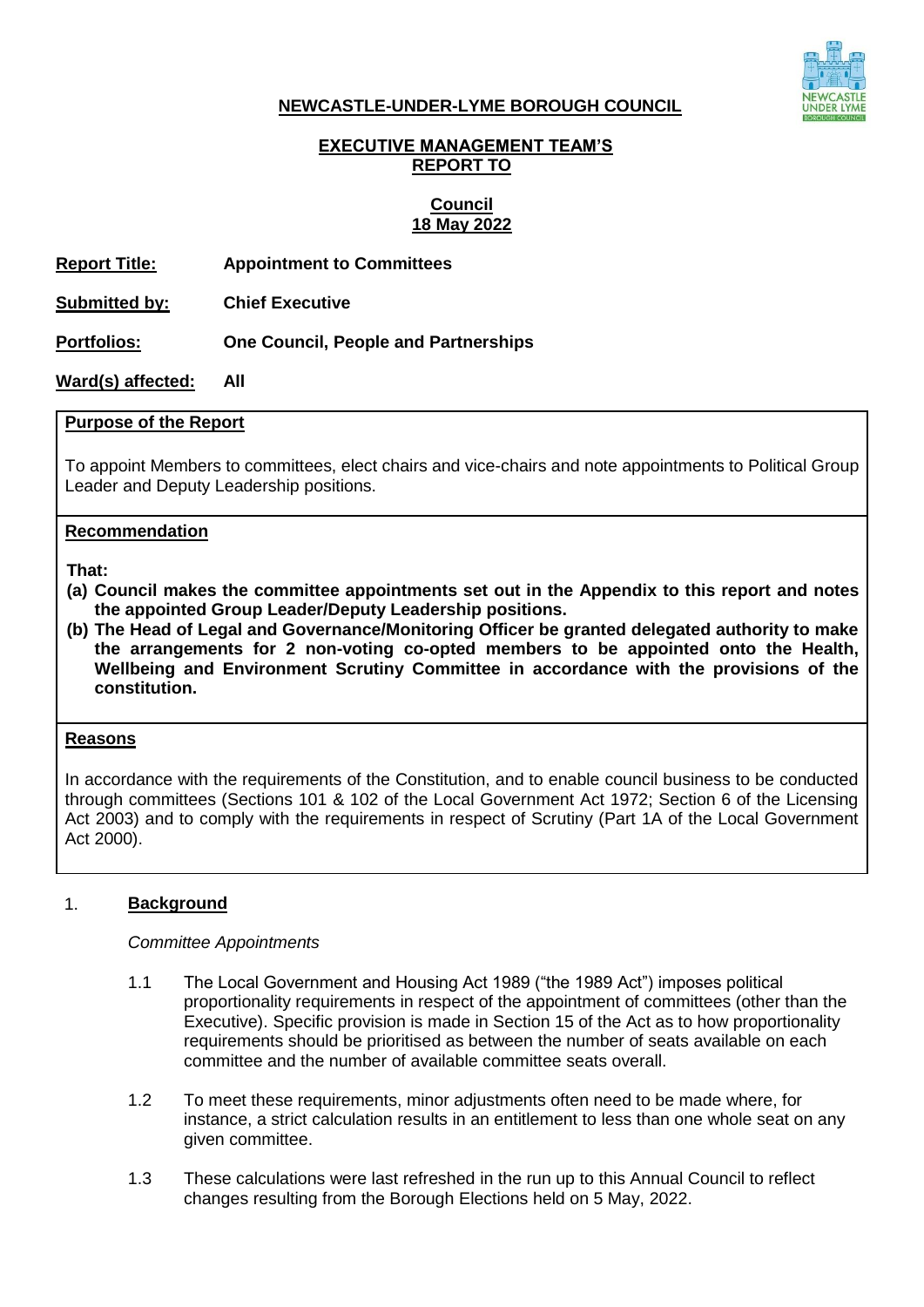# NEWCASTLE-UNDER-LYME BOROUGH COUNCIL

## EXECUTIVE MANAGEMENT TEAM'S REPORT TO

## Council
## 18 May 2022

**Report Title:** **Appointment to Committees**

**Submitted by:** **Chief Executive**

**Portfolios:** **One Council, People and Partnerships**

**Ward(s) affected:** **All**

### Purpose of the Report

To appoint Members to committees, elect chairs and vice-chairs and note appointments to Political Group Leader and Deputy Leadership positions.

### Recommendation

**That:**

**(a) Council makes the committee appointments set out in the Appendix to this report and notes the appointed Group Leader/Deputy Leadership positions.**

**(b) The Head of Legal and Governance/Monitoring Officer be granted delegated authority to make the arrangements for 2 non-voting co-opted members to be appointed onto the Health, Wellbeing and Environment Scrutiny Committee in accordance with the provisions of the constitution.**

### Reasons

In accordance with the requirements of the Constitution, and to enable council business to be conducted through committees (Sections 101 & 102 of the Local Government Act 1972; Section 6 of the Licensing Act 2003) and to comply with the requirements in respect of Scrutiny (Part 1A of the Local Government Act 2000).

## 1. Background

*Committee Appointments*

1.1 The Local Government and Housing Act 1989 ("the 1989 Act") imposes political proportionality requirements in respect of the appointment of committees (other than the Executive). Specific provision is made in Section 15 of the Act as to how proportionality requirements should be prioritised as between the number of seats available on each committee and the number of available committee seats overall.

1.2 To meet these requirements, minor adjustments often need to be made where, for instance, a strict calculation results in an entitlement to less than one whole seat on any given committee.

1.3 These calculations were last refreshed in the run up to this Annual Council to reflect changes resulting from the Borough Elections held on 5 May, 2022.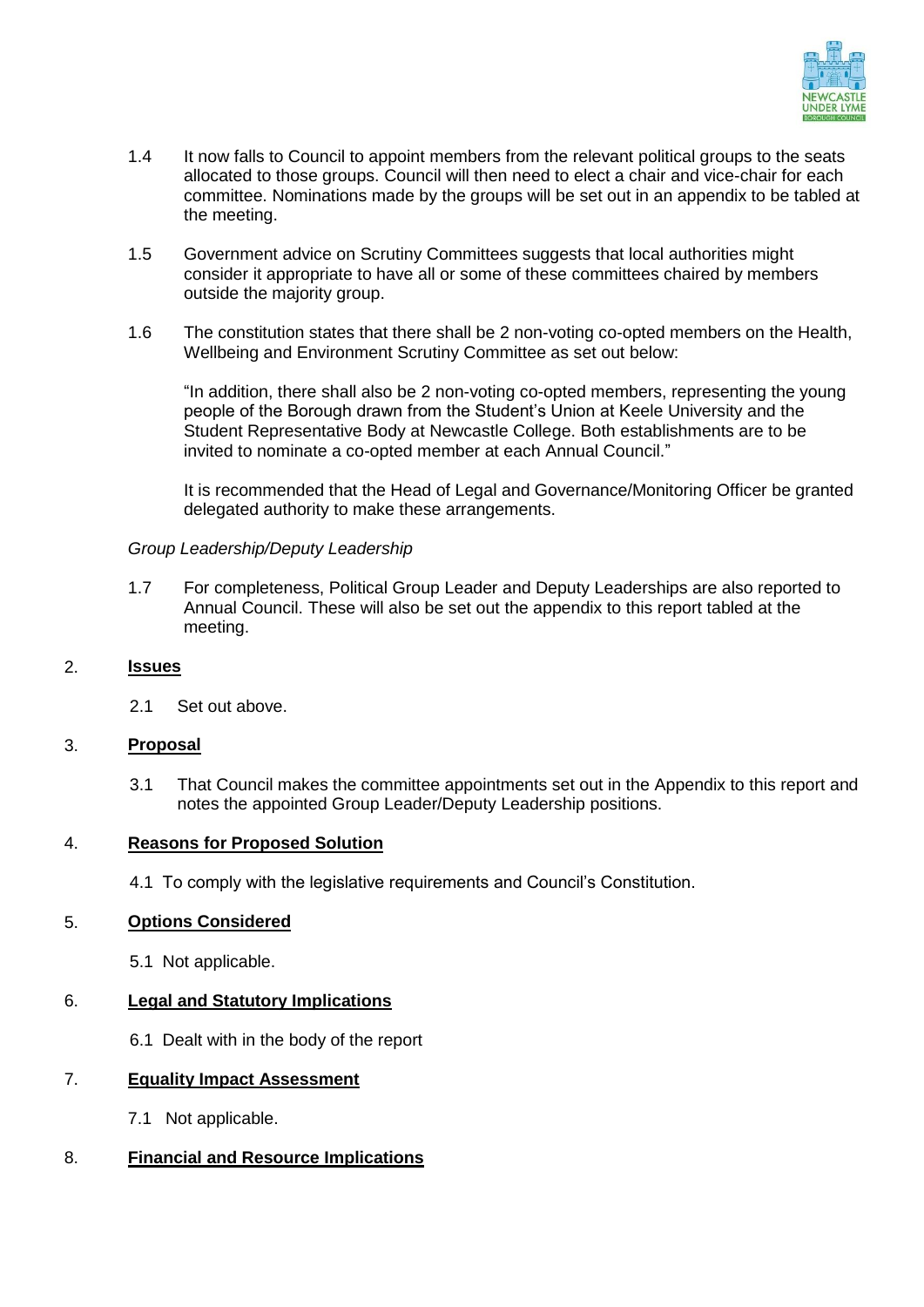1.4 It now falls to Council to appoint members from the relevant political groups to the seats allocated to those groups. Council will then need to elect a chair and vice-chair for each committee. Nominations made by the groups will be set out in an appendix to be tabled at the meeting.

1.5 Government advice on Scrutiny Committees suggests that local authorities might consider it appropriate to have all or some of these committees chaired by members outside the majority group.

1.6 The constitution states that there shall be 2 non-voting co-opted members on the Health, Wellbeing and Environment Scrutiny Committee as set out below:

> "In addition, there shall also be 2 non-voting co-opted members, representing the young people of the Borough drawn from the Student's Union at Keele University and the Student Representative Body at Newcastle College. Both establishments are to be invited to nominate a co-opted member at each Annual Council."

It is recommended that the Head of Legal and Governance/Monitoring Officer be granted delegated authority to make these arrangements.

*Group Leadership/Deputy Leadership*

1.7 For completeness, Political Group Leader and Deputy Leaderships are also reported to Annual Council. These will also be set out the appendix to this report tabled at the meeting.

## 2. Issues

2.1 Set out above.

## 3. Proposal

3.1 That Council makes the committee appointments set out in the Appendix to this report and notes the appointed Group Leader/Deputy Leadership positions.

## 4. Reasons for Proposed Solution

4.1 To comply with the legislative requirements and Council's Constitution.

## 5. Options Considered

5.1 Not applicable.

## 6. Legal and Statutory Implications

6.1 Dealt with in the body of the report

## 7. Equality Impact Assessment

7.1 Not applicable.

## 8. Financial and Resource Implications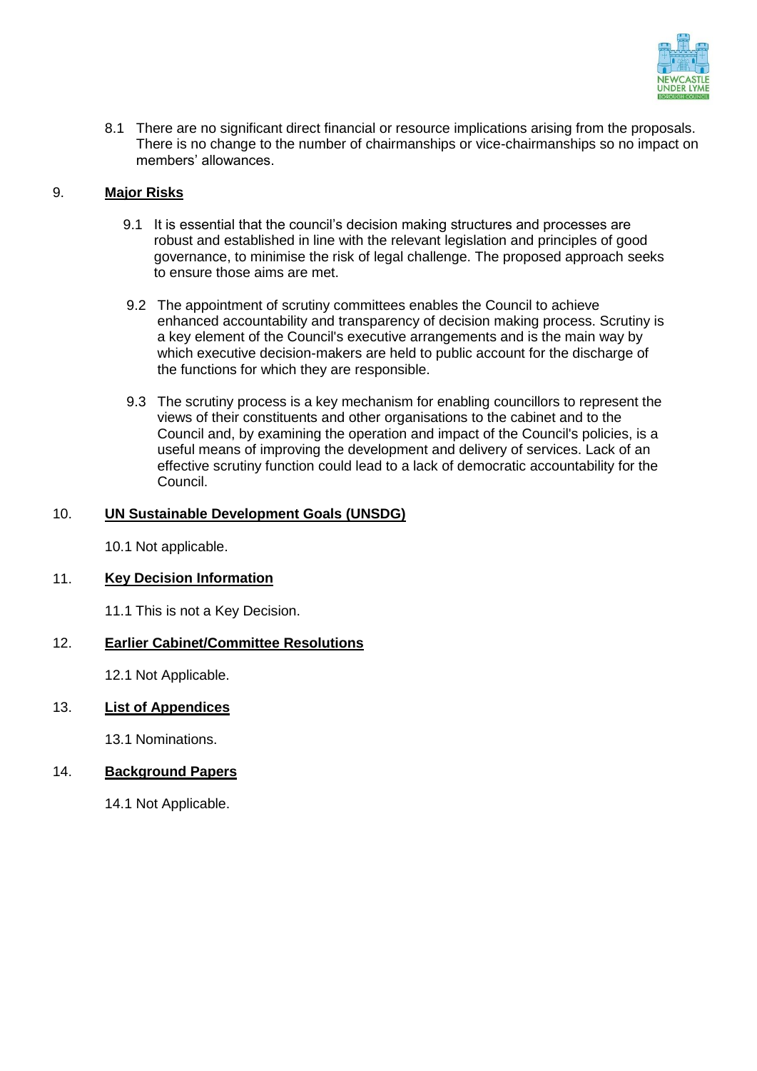8.1 There are no significant direct financial or resource implications arising from the proposals. There is no change to the number of chairmanships or vice-chairmanships so no impact on members' allowances.

## 9. **Major Risks**

9.1 It is essential that the council's decision making structures and processes are robust and established in line with the relevant legislation and principles of good governance, to minimise the risk of legal challenge. The proposed approach seeks to ensure those aims are met.

9.2 The appointment of scrutiny committees enables the Council to achieve enhanced accountability and transparency of decision making process. Scrutiny is a key element of the Council's executive arrangements and is the main way by which executive decision-makers are held to public account for the discharge of the functions for which they are responsible.

9.3 The scrutiny process is a key mechanism for enabling councillors to represent the views of their constituents and other organisations to the cabinet and to the Council and, by examining the operation and impact of the Council's policies, is a useful means of improving the development and delivery of services. Lack of an effective scrutiny function could lead to a lack of democratic accountability for the Council.

## 10. **UN Sustainable Development Goals (UNSDG)**

10.1 Not applicable.

## 11. **Key Decision Information**

11.1 This is not a Key Decision.

## 12. **Earlier Cabinet/Committee Resolutions**

12.1 Not Applicable.

## 13. **List of Appendices**

13.1 Nominations.

## 14. **Background Papers**

14.1 Not Applicable.